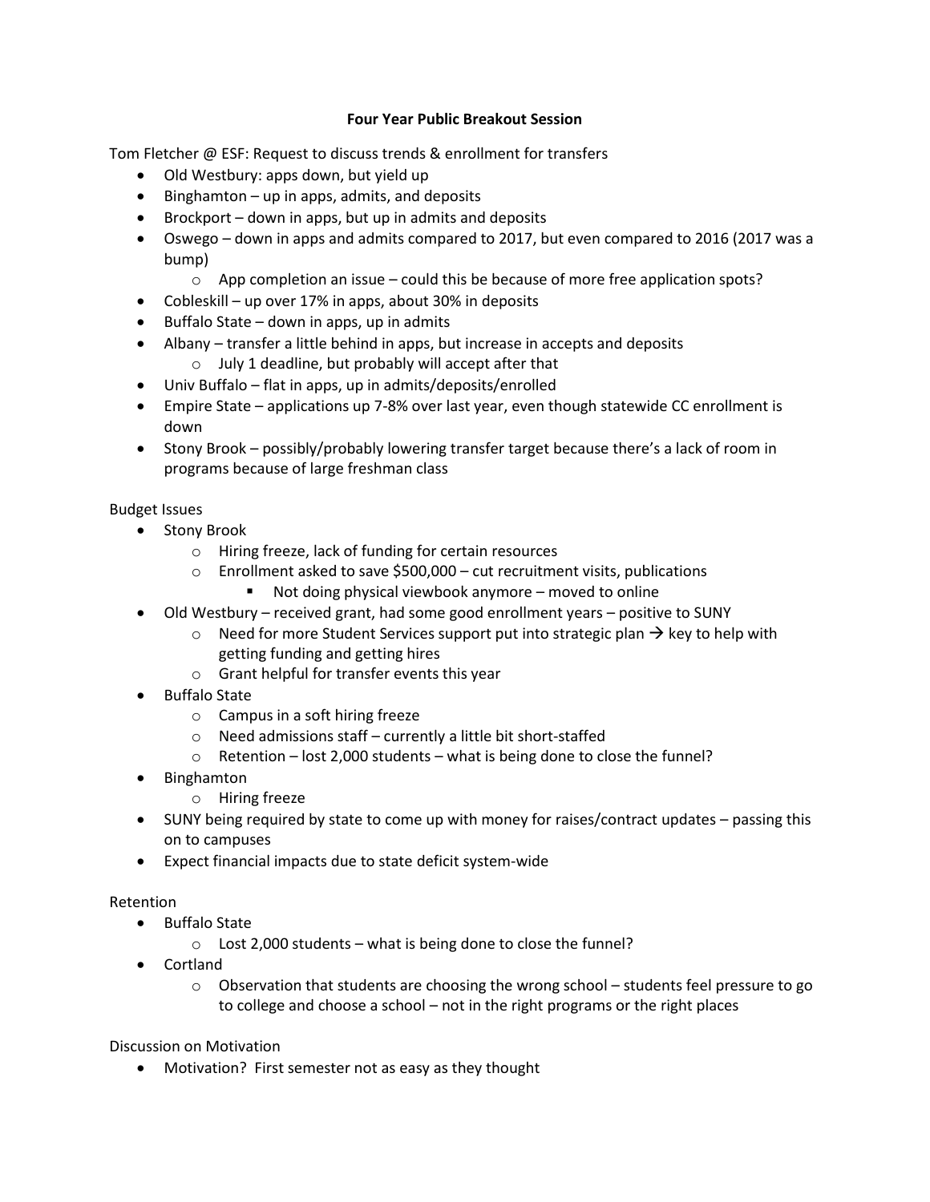# Four Year Public Breakout Session

Tom Fletcher @ ESF: Request to discuss trends & enrollment for transfers

- Old Westbury: apps down, but yield up
- Binghamton – up in apps, admits, and deposits
- Brockport – down in apps, but up in admits and deposits
- Oswego – down in apps and admits compared to 2017, but even compared to 2016 (2017 was a bump)
    - App completion an issue – could this be because of more free application spots?
- Cobleskill – up over 17% in apps, about 30% in deposits
- Buffalo State – down in apps, up in admits
- Albany – transfer a little behind in apps, but increase in accepts and deposits
    - July 1 deadline, but probably will accept after that
- Univ Buffalo – flat in apps, up in admits/deposits/enrolled
- Empire State – applications up 7-8% over last year, even though statewide CC enrollment is down
- Stony Brook – possibly/probably lowering transfer target because there's a lack of room in programs because of large freshman class

Budget Issues

- Stony Brook
    - Hiring freeze, lack of funding for certain resources
    - Enrollment asked to save $500,000 – cut recruitment visits, publications
        - Not doing physical viewbook anymore – moved to online
- Old Westbury – received grant, had some good enrollment years – positive to SUNY
    - Need for more Student Services support put into strategic plan → key to help with getting funding and getting hires
    - Grant helpful for transfer events this year
- Buffalo State
    - Campus in a soft hiring freeze
    - Need admissions staff – currently a little bit short-staffed
    - Retention – lost 2,000 students – what is being done to close the funnel?
- Binghamton
    - Hiring freeze
- SUNY being required by state to come up with money for raises/contract updates – passing this on to campuses
- Expect financial impacts due to state deficit system-wide

Retention

- Buffalo State
    - Lost 2,000 students – what is being done to close the funnel?
- Cortland
    - Observation that students are choosing the wrong school – students feel pressure to go to college and choose a school – not in the right programs or the right places

Discussion on Motivation

- Motivation? First semester not as easy as they thought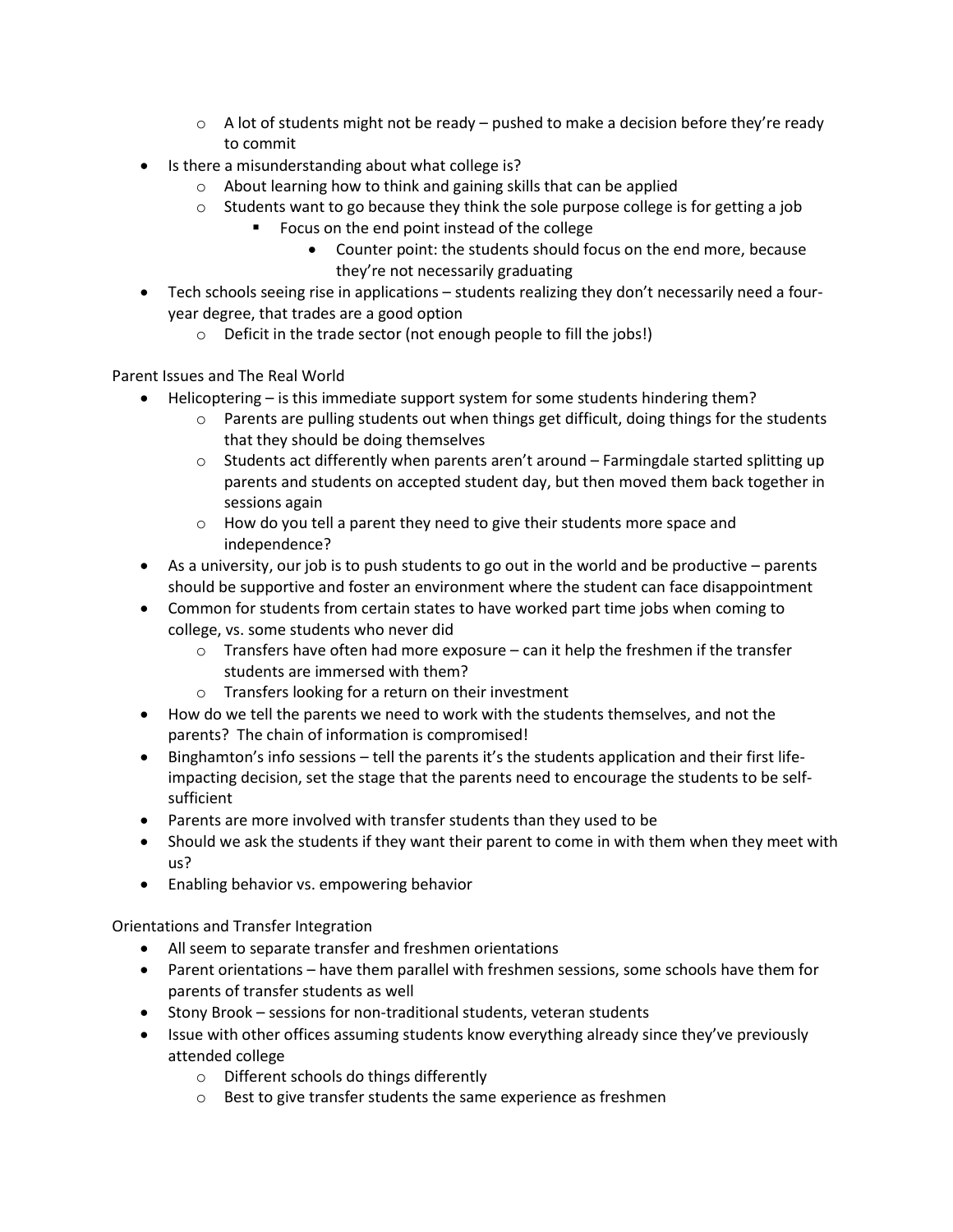- A lot of students might not be ready – pushed to make a decision before they're ready to commit
- Is there a misunderstanding about what college is?
    - About learning how to think and gaining skills that can be applied
    - Students want to go because they think the sole purpose college is for getting a job
        - Focus on the end point instead of the college
            - Counter point: the students should focus on the end more, because they're not necessarily graduating
- Tech schools seeing rise in applications – students realizing they don't necessarily need a four-year degree, that trades are a good option
    - Deficit in the trade sector (not enough people to fill the jobs!)

Parent Issues and The Real World

- Helicoptering – is this immediate support system for some students hindering them?
    - Parents are pulling students out when things get difficult, doing things for the students that they should be doing themselves
    - Students act differently when parents aren't around – Farmingdale started splitting up parents and students on accepted student day, but then moved them back together in sessions again
    - How do you tell a parent they need to give their students more space and independence?
- As a university, our job is to push students to go out in the world and be productive – parents should be supportive and foster an environment where the student can face disappointment
- Common for students from certain states to have worked part time jobs when coming to college, vs. some students who never did
    - Transfers have often had more exposure – can it help the freshmen if the transfer students are immersed with them?
    - Transfers looking for a return on their investment
- How do we tell the parents we need to work with the students themselves, and not the parents? The chain of information is compromised!
- Binghamton's info sessions – tell the parents it's the students application and their first life-impacting decision, set the stage that the parents need to encourage the students to be self-sufficient
- Parents are more involved with transfer students than they used to be
- Should we ask the students if they want their parent to come in with them when they meet with us?
- Enabling behavior vs. empowering behavior

Orientations and Transfer Integration

- All seem to separate transfer and freshmen orientations
- Parent orientations – have them parallel with freshmen sessions, some schools have them for parents of transfer students as well
- Stony Brook – sessions for non-traditional students, veteran students
- Issue with other offices assuming students know everything already since they've previously attended college
    - Different schools do things differently
    - Best to give transfer students the same experience as freshmen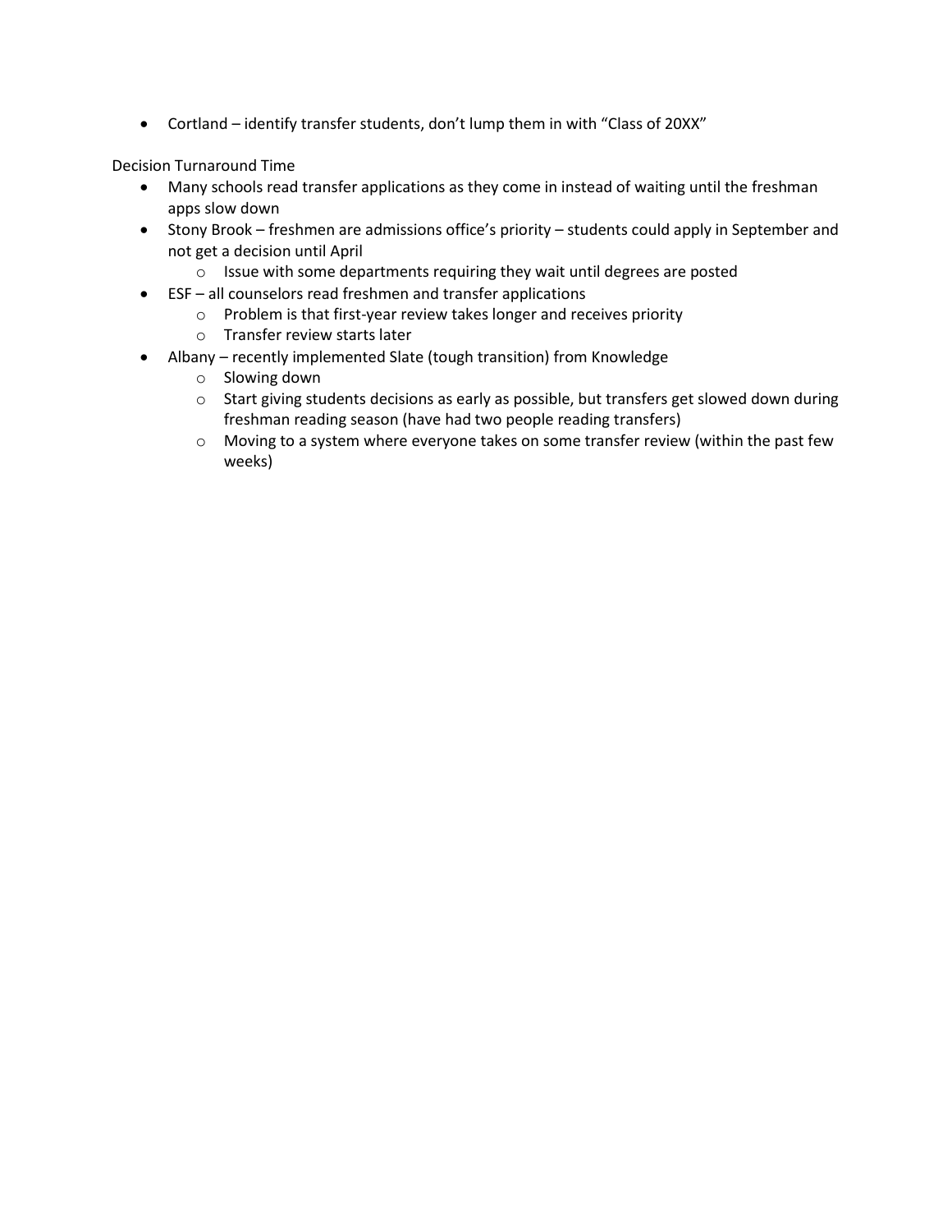- Cortland – identify transfer students, don't lump them in with "Class of 20XX"

Decision Turnaround Time

- Many schools read transfer applications as they come in instead of waiting until the freshman apps slow down
- Stony Brook – freshmen are admissions office's priority – students could apply in September and not get a decision until April
    - Issue with some departments requiring they wait until degrees are posted
- ESF – all counselors read freshmen and transfer applications
    - Problem is that first-year review takes longer and receives priority
    - Transfer review starts later
- Albany – recently implemented Slate (tough transition) from Knowledge
    - Slowing down
    - Start giving students decisions as early as possible, but transfers get slowed down during freshman reading season (have had two people reading transfers)
    - Moving to a system where everyone takes on some transfer review (within the past few weeks)